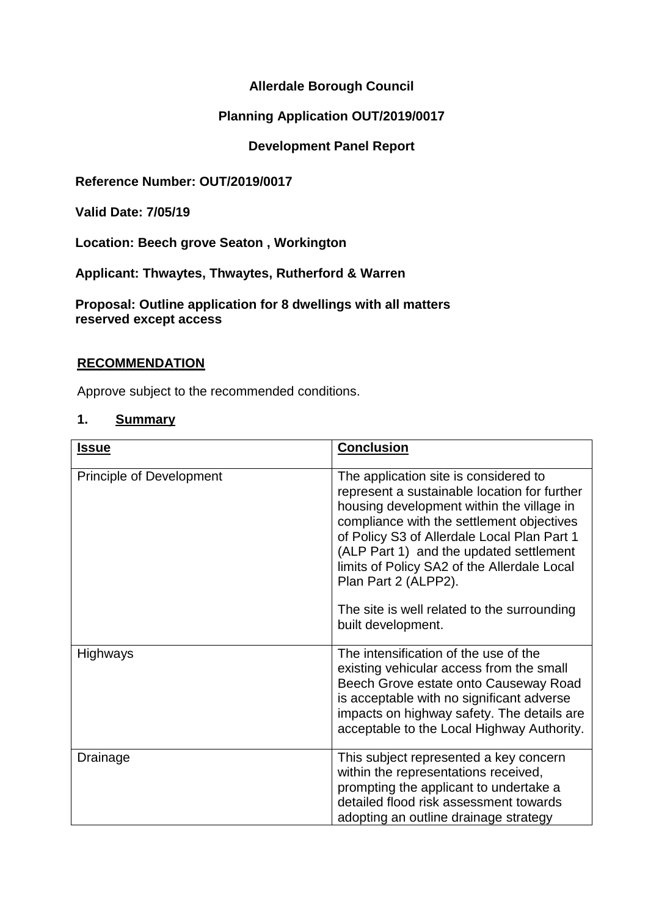**Allerdale Borough Council**

**Planning Application OUT/2019/0017**

**Development Panel Report**

**Reference Number: OUT/2019/0017**

**Valid Date: 7/05/19**

**Location: Beech grove Seaton , Workington**

**Applicant: Thwaytes, Thwaytes, Rutherford & Warren**

**Proposal: Outline application for 8 dwellings with all matters reserved except access**

## RECOMMENDATION

Approve subject to the recommended conditions.

## 1. Summary

| Issue | Conclusion |
|---|---|
| Principle of Development | The application site is considered to represent a sustainable location for further housing development within the village in compliance with the settlement objectives of Policy S3 of Allerdale Local Plan Part 1 (ALP Part 1) and the updated settlement limits of Policy SA2 of the Allerdale Local Plan Part 2 (ALPP2).<br><br>The site is well related to the surrounding built development. |
| Highways | The intensification of the use of the existing vehicular access from the small Beech Grove estate onto Causeway Road is acceptable with no significant adverse impacts on highway safety. The details are acceptable to the Local Highway Authority. |
| Drainage | This subject represented a key concern within the representations received, prompting the applicant to undertake a detailed flood risk assessment towards adopting an outline drainage strategy |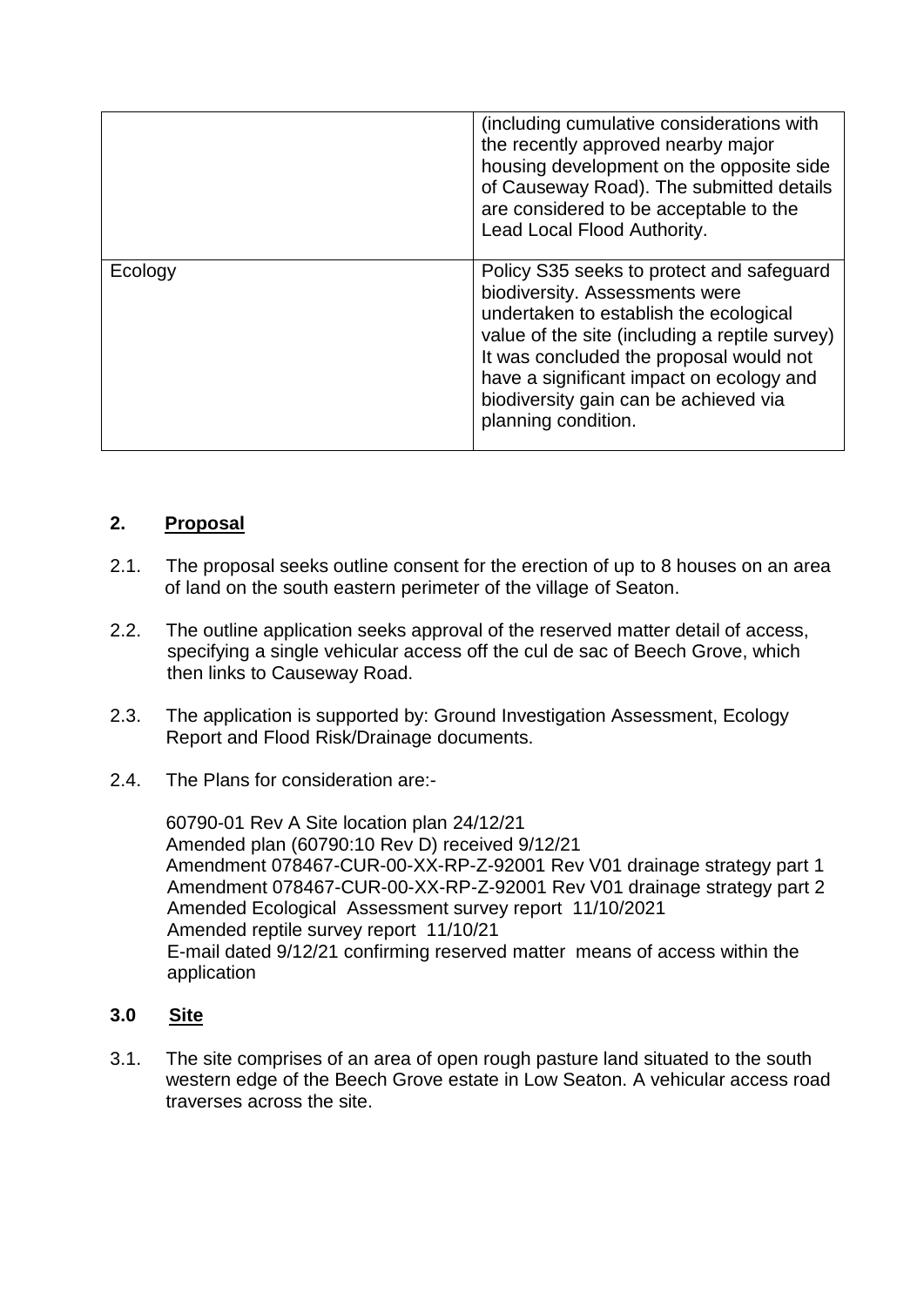|  |  |
|---|---|
|  | (including cumulative considerations with the recently approved nearby major housing development on the opposite side of Causeway Road). The submitted details are considered to be acceptable to the Lead Local Flood Authority. |
| Ecology | Policy S35 seeks to protect and safeguard biodiversity. Assessments were undertaken to establish the ecological value of the site (including a reptile survey) It was concluded the proposal would not have a significant impact on ecology and biodiversity gain can be achieved via planning condition. |

## 2. Proposal

2.1. The proposal seeks outline consent for the erection of up to 8 houses on an area of land on the south eastern perimeter of the village of Seaton.

2.2. The outline application seeks approval of the reserved matter detail of access, specifying a single vehicular access off the cul de sac of Beech Grove, which then links to Causeway Road.

2.3. The application is supported by: Ground Investigation Assessment, Ecology Report and Flood Risk/Drainage documents.

2.4. The Plans for consideration are:-

60790-01 Rev A Site location plan 24/12/21
Amended plan (60790:10 Rev D) received 9/12/21
Amendment 078467-CUR-00-XX-RP-Z-92001 Rev V01 drainage strategy part 1
Amendment 078467-CUR-00-XX-RP-Z-92001 Rev V01 drainage strategy part 2
Amended Ecological Assessment survey report 11/10/2021
Amended reptile survey report 11/10/21
E-mail dated 9/12/21 confirming reserved matter means of access within the application

## 3.0 Site

3.1. The site comprises of an area of open rough pasture land situated to the south western edge of the Beech Grove estate in Low Seaton. A vehicular access road traverses across the site.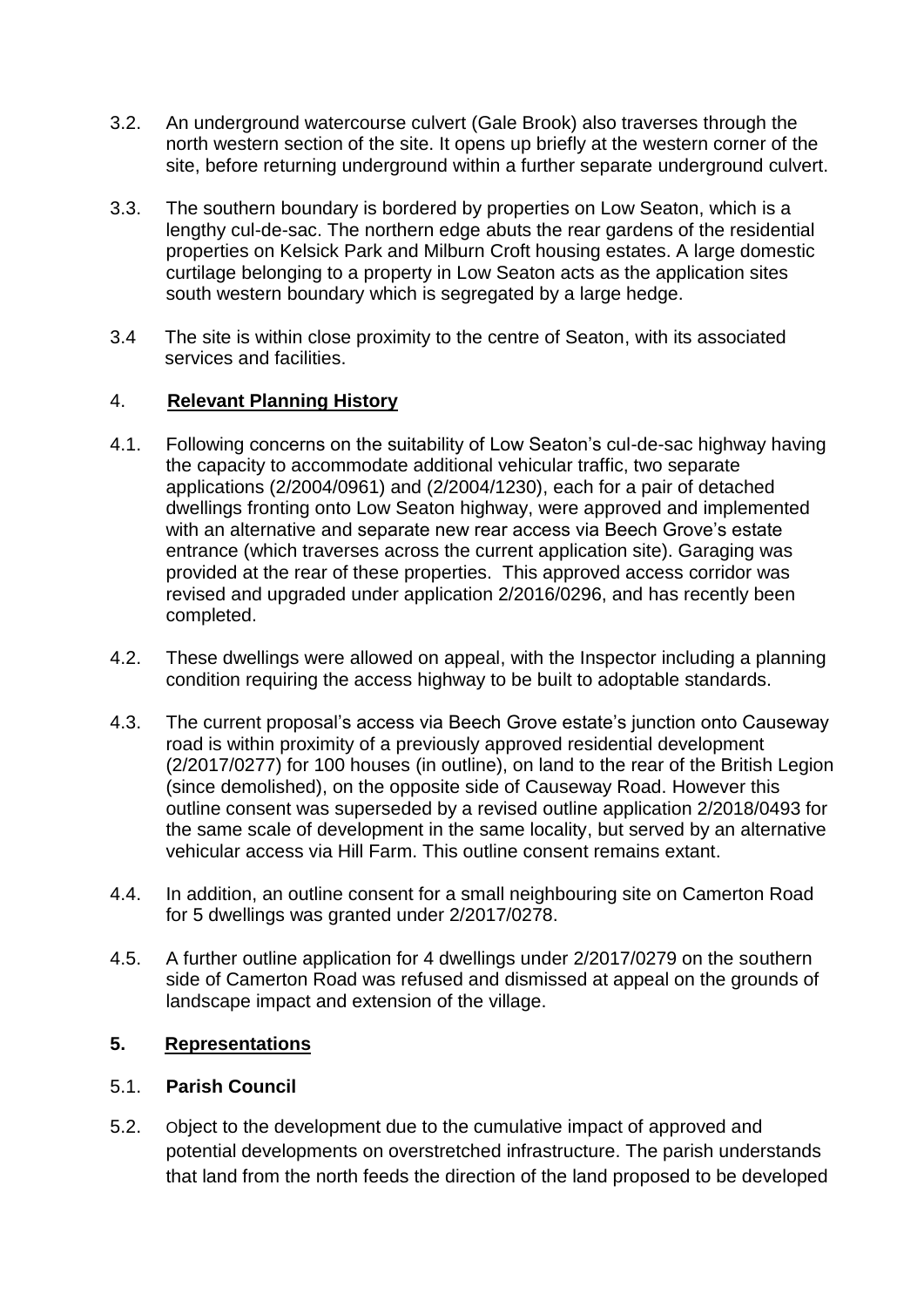3.2. An underground watercourse culvert (Gale Brook) also traverses through the north western section of the site. It opens up briefly at the western corner of the site, before returning underground within a further separate underground culvert.

3.3. The southern boundary is bordered by properties on Low Seaton, which is a lengthy cul-de-sac. The northern edge abuts the rear gardens of the residential properties on Kelsick Park and Milburn Croft housing estates. A large domestic curtilage belonging to a property in Low Seaton acts as the application sites south western boundary which is segregated by a large hedge.

3.4 The site is within close proximity to the centre of Seaton, with its associated services and facilities.

## 4. Relevant Planning History

4.1. Following concerns on the suitability of Low Seaton's cul-de-sac highway having the capacity to accommodate additional vehicular traffic, two separate applications (2/2004/0961) and (2/2004/1230), each for a pair of detached dwellings fronting onto Low Seaton highway, were approved and implemented with an alternative and separate new rear access via Beech Grove's estate entrance (which traverses across the current application site). Garaging was provided at the rear of these properties. This approved access corridor was revised and upgraded under application 2/2016/0296, and has recently been completed.

4.2. These dwellings were allowed on appeal, with the Inspector including a planning condition requiring the access highway to be built to adoptable standards.

4.3. The current proposal's access via Beech Grove estate's junction onto Causeway road is within proximity of a previously approved residential development (2/2017/0277) for 100 houses (in outline), on land to the rear of the British Legion (since demolished), on the opposite side of Causeway Road. However this outline consent was superseded by a revised outline application 2/2018/0493 for the same scale of development in the same locality, but served by an alternative vehicular access via Hill Farm. This outline consent remains extant.

4.4. In addition, an outline consent for a small neighbouring site on Camerton Road for 5 dwellings was granted under 2/2017/0278.

4.5. A further outline application for 4 dwellings under 2/2017/0279 on the southern side of Camerton Road was refused and dismissed at appeal on the grounds of landscape impact and extension of the village.

## 5. Representations

### 5.1. Parish Council

5.2. Object to the development due to the cumulative impact of approved and potential developments on overstretched infrastructure. The parish understands that land from the north feeds the direction of the land proposed to be developed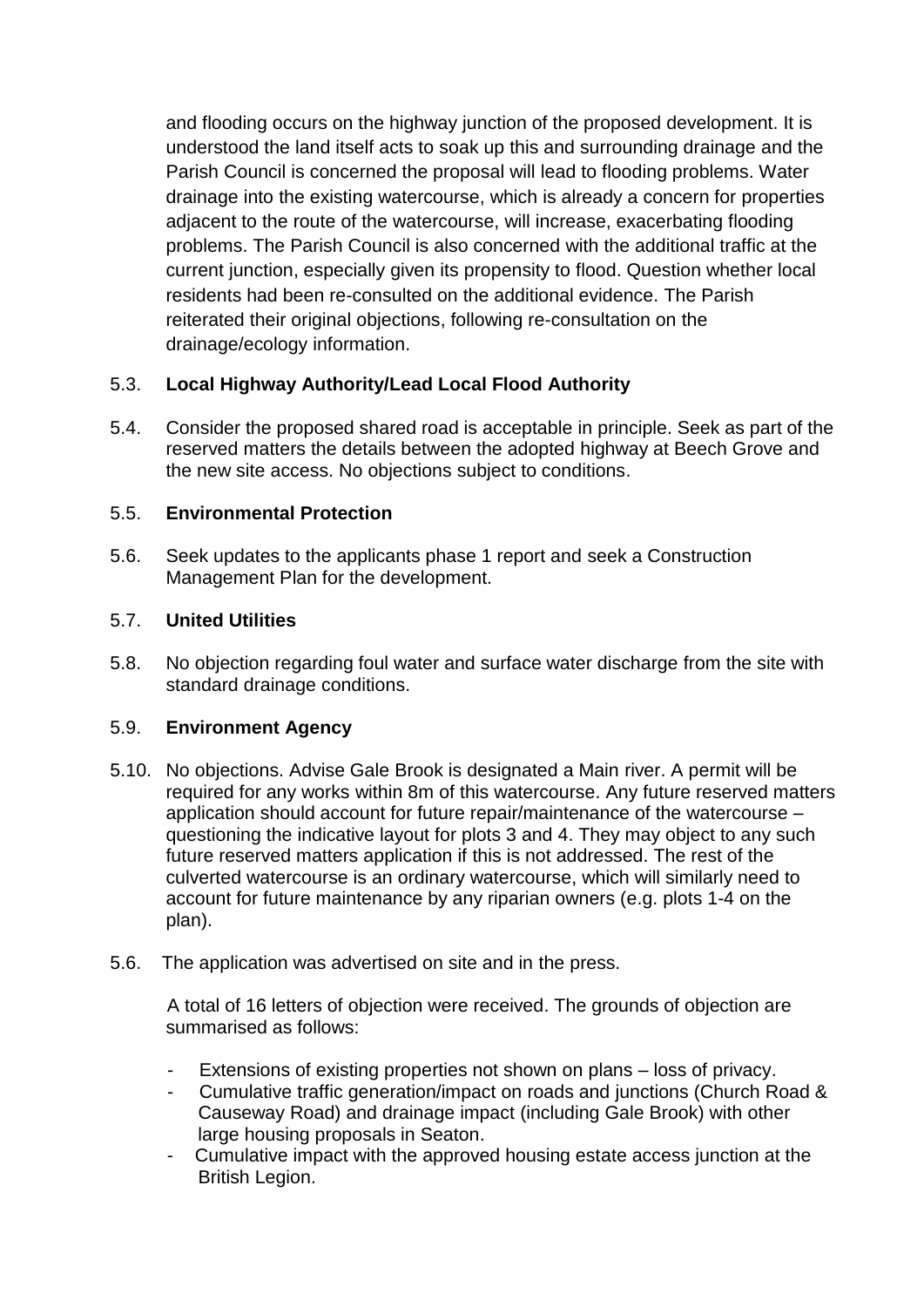and flooding occurs on the highway junction of the proposed development. It is understood the land itself acts to soak up this and surrounding drainage and the Parish Council is concerned the proposal will lead to flooding problems. Water drainage into the existing watercourse, which is already a concern for properties adjacent to the route of the watercourse, will increase, exacerbating flooding problems. The Parish Council is also concerned with the additional traffic at the current junction, especially given its propensity to flood. Question whether local residents had been re-consulted on the additional evidence. The Parish reiterated their original objections, following re-consultation on the drainage/ecology information.

5.3. **Local Highway Authority/Lead Local Flood Authority**

5.4. Consider the proposed shared road is acceptable in principle. Seek as part of the reserved matters the details between the adopted highway at Beech Grove and the new site access. No objections subject to conditions.

5.5. **Environmental Protection**

5.6. Seek updates to the applicants phase 1 report and seek a Construction Management Plan for the development.

5.7. **United Utilities**

5.8. No objection regarding foul water and surface water discharge from the site with standard drainage conditions.

5.9. **Environment Agency**

5.10. No objections. Advise Gale Brook is designated a Main river. A permit will be required for any works within 8m of this watercourse. Any future reserved matters application should account for future repair/maintenance of the watercourse – questioning the indicative layout for plots 3 and 4. They may object to any such future reserved matters application if this is not addressed. The rest of the culverted watercourse is an ordinary watercourse, which will similarly need to account for future maintenance by any riparian owners (e.g. plots 1-4 on the plan).

5.6. The application was advertised on site and in the press.

A total of 16 letters of objection were received. The grounds of objection are summarised as follows:

- Extensions of existing properties not shown on plans – loss of privacy.
- Cumulative traffic generation/impact on roads and junctions (Church Road & Causeway Road) and drainage impact (including Gale Brook) with other large housing proposals in Seaton.
- Cumulative impact with the approved housing estate access junction at the British Legion.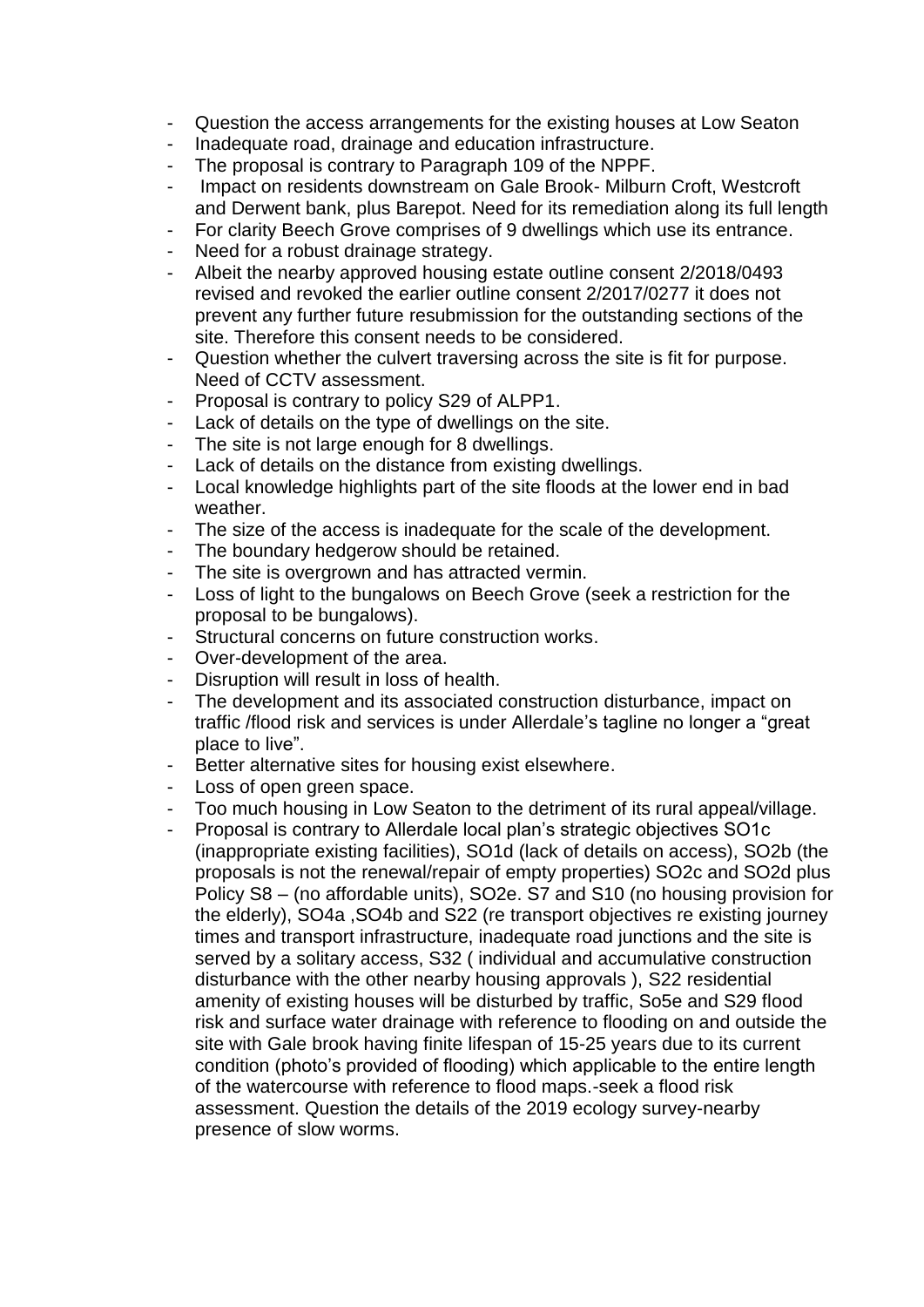- Question the access arrangements for the existing houses at Low Seaton
- Inadequate road, drainage and education infrastructure.
- The proposal is contrary to Paragraph 109 of the NPPF.
- Impact on residents downstream on Gale Brook- Milburn Croft, Westcroft and Derwent bank, plus Barepot. Need for its remediation along its full length
- For clarity Beech Grove comprises of 9 dwellings which use its entrance.
- Need for a robust drainage strategy.
- Albeit the nearby approved housing estate outline consent 2/2018/0493 revised and revoked the earlier outline consent 2/2017/0277 it does not prevent any further future resubmission for the outstanding sections of the site. Therefore this consent needs to be considered.
- Question whether the culvert traversing across the site is fit for purpose. Need of CCTV assessment.
- Proposal is contrary to policy S29 of ALPP1.
- Lack of details on the type of dwellings on the site.
- The site is not large enough for 8 dwellings.
- Lack of details on the distance from existing dwellings.
- Local knowledge highlights part of the site floods at the lower end in bad weather.
- The size of the access is inadequate for the scale of the development.
- The boundary hedgerow should be retained.
- The site is overgrown and has attracted vermin.
- Loss of light to the bungalows on Beech Grove (seek a restriction for the proposal to be bungalows).
- Structural concerns on future construction works.
- Over-development of the area.
- Disruption will result in loss of health.
- The development and its associated construction disturbance, impact on traffic /flood risk and services is under Allerdale's tagline no longer a "great place to live".
- Better alternative sites for housing exist elsewhere.
- Loss of open green space.
- Too much housing in Low Seaton to the detriment of its rural appeal/village.
- Proposal is contrary to Allerdale local plan's strategic objectives SO1c (inappropriate existing facilities), SO1d (lack of details on access), SO2b (the proposals is not the renewal/repair of empty properties) SO2c and SO2d plus Policy S8 – (no affordable units), SO2e. S7 and S10 (no housing provision for the elderly), SO4a ,SO4b and S22 (re transport objectives re existing journey times and transport infrastructure, inadequate road junctions and the site is served by a solitary access, S32 ( individual and accumulative construction disturbance with the other nearby housing approvals ), S22 residential amenity of existing houses will be disturbed by traffic, So5e and S29 flood risk and surface water drainage with reference to flooding on and outside the site with Gale brook having finite lifespan of 15-25 years due to its current condition (photo's provided of flooding) which applicable to the entire length of the watercourse with reference to flood maps.-seek a flood risk assessment. Question the details of the 2019 ecology survey-nearby presence of slow worms.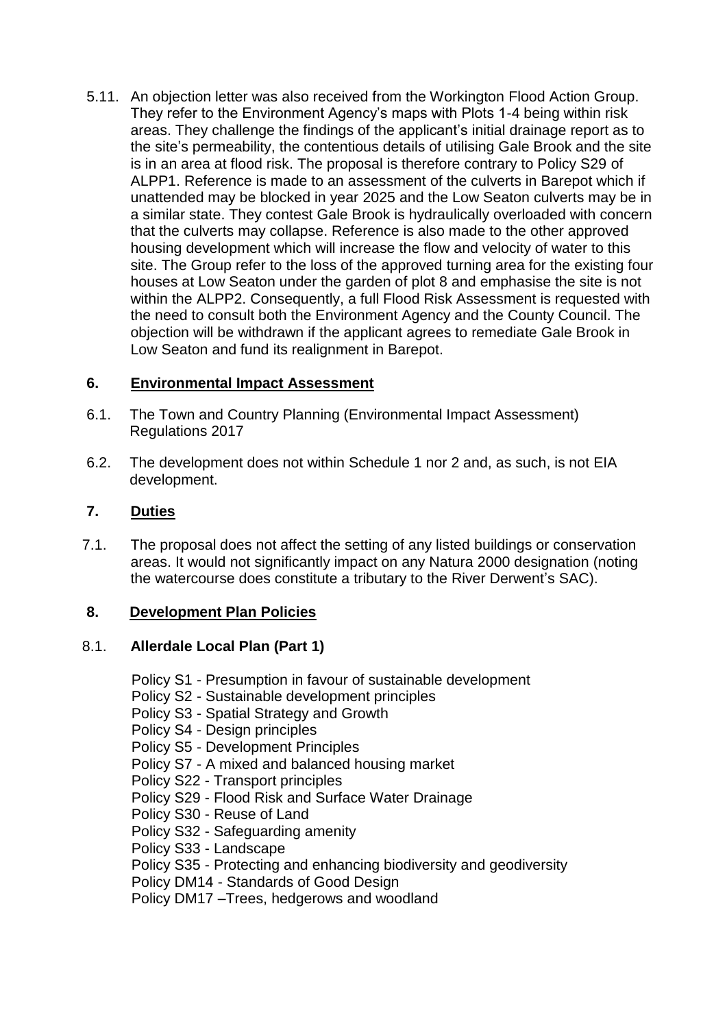5.11. An objection letter was also received from the Workington Flood Action Group. They refer to the Environment Agency's maps with Plots 1-4 being within risk areas. They challenge the findings of the applicant's initial drainage report as to the site's permeability, the contentious details of utilising Gale Brook and the site is in an area at flood risk. The proposal is therefore contrary to Policy S29 of ALPP1. Reference is made to an assessment of the culverts in Barepot which if unattended may be blocked in year 2025 and the Low Seaton culverts may be in a similar state. They contest Gale Brook is hydraulically overloaded with concern that the culverts may collapse. Reference is also made to the other approved housing development which will increase the flow and velocity of water to this site. The Group refer to the loss of the approved turning area for the existing four houses at Low Seaton under the garden of plot 8 and emphasise the site is not within the ALPP2. Consequently, a full Flood Risk Assessment is requested with the need to consult both the Environment Agency and the County Council. The objection will be withdrawn if the applicant agrees to remediate Gale Brook in Low Seaton and fund its realignment in Barepot.

## 6. Environmental Impact Assessment

6.1. The Town and Country Planning (Environmental Impact Assessment) Regulations 2017

6.2. The development does not within Schedule 1 nor 2 and, as such, is not EIA development.

## 7. Duties

7.1. The proposal does not affect the setting of any listed buildings or conservation areas. It would not significantly impact on any Natura 2000 designation (noting the watercourse does constitute a tributary to the River Derwent's SAC).

## 8. Development Plan Policies

### 8.1. Allerdale Local Plan (Part 1)

Policy S1 - Presumption in favour of sustainable development  
Policy S2 - Sustainable development principles  
Policy S3 - Spatial Strategy and Growth  
Policy S4 - Design principles  
Policy S5 - Development Principles  
Policy S7 - A mixed and balanced housing market  
Policy S22 - Transport principles  
Policy S29 - Flood Risk and Surface Water Drainage  
Policy S30 - Reuse of Land  
Policy S32 - Safeguarding amenity  
Policy S33 - Landscape  
Policy S35 - Protecting and enhancing biodiversity and geodiversity  
Policy DM14 - Standards of Good Design  
Policy DM17 –Trees, hedgerows and woodland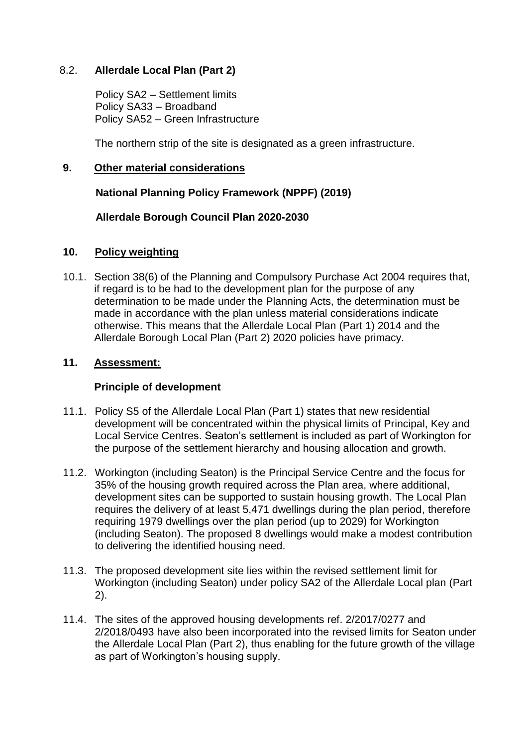## 8.2. Allerdale Local Plan (Part 2)

Policy SA2 – Settlement limits
Policy SA33 – Broadband
Policy SA52 – Green Infrastructure

The northern strip of the site is designated as a green infrastructure.

## 9. Other material considerations

**National Planning Policy Framework (NPPF) (2019)**

**Allerdale Borough Council Plan 2020-2030**

## 10. Policy weighting

10.1. Section 38(6) of the Planning and Compulsory Purchase Act 2004 requires that, if regard is to be had to the development plan for the purpose of any determination to be made under the Planning Acts, the determination must be made in accordance with the plan unless material considerations indicate otherwise. This means that the Allerdale Local Plan (Part 1) 2014 and the Allerdale Borough Local Plan (Part 2) 2020 policies have primacy.

## 11. Assessment:

### Principle of development

11.1. Policy S5 of the Allerdale Local Plan (Part 1) states that new residential development will be concentrated within the physical limits of Principal, Key and Local Service Centres. Seaton's settlement is included as part of Workington for the purpose of the settlement hierarchy and housing allocation and growth.

11.2. Workington (including Seaton) is the Principal Service Centre and the focus for 35% of the housing growth required across the Plan area, where additional, development sites can be supported to sustain housing growth. The Local Plan requires the delivery of at least 5,471 dwellings during the plan period, therefore requiring 1979 dwellings over the plan period (up to 2029) for Workington (including Seaton). The proposed 8 dwellings would make a modest contribution to delivering the identified housing need.

11.3. The proposed development site lies within the revised settlement limit for Workington (including Seaton) under policy SA2 of the Allerdale Local plan (Part 2).

11.4. The sites of the approved housing developments ref. 2/2017/0277 and 2/2018/0493 have also been incorporated into the revised limits for Seaton under the Allerdale Local Plan (Part 2), thus enabling for the future growth of the village as part of Workington's housing supply.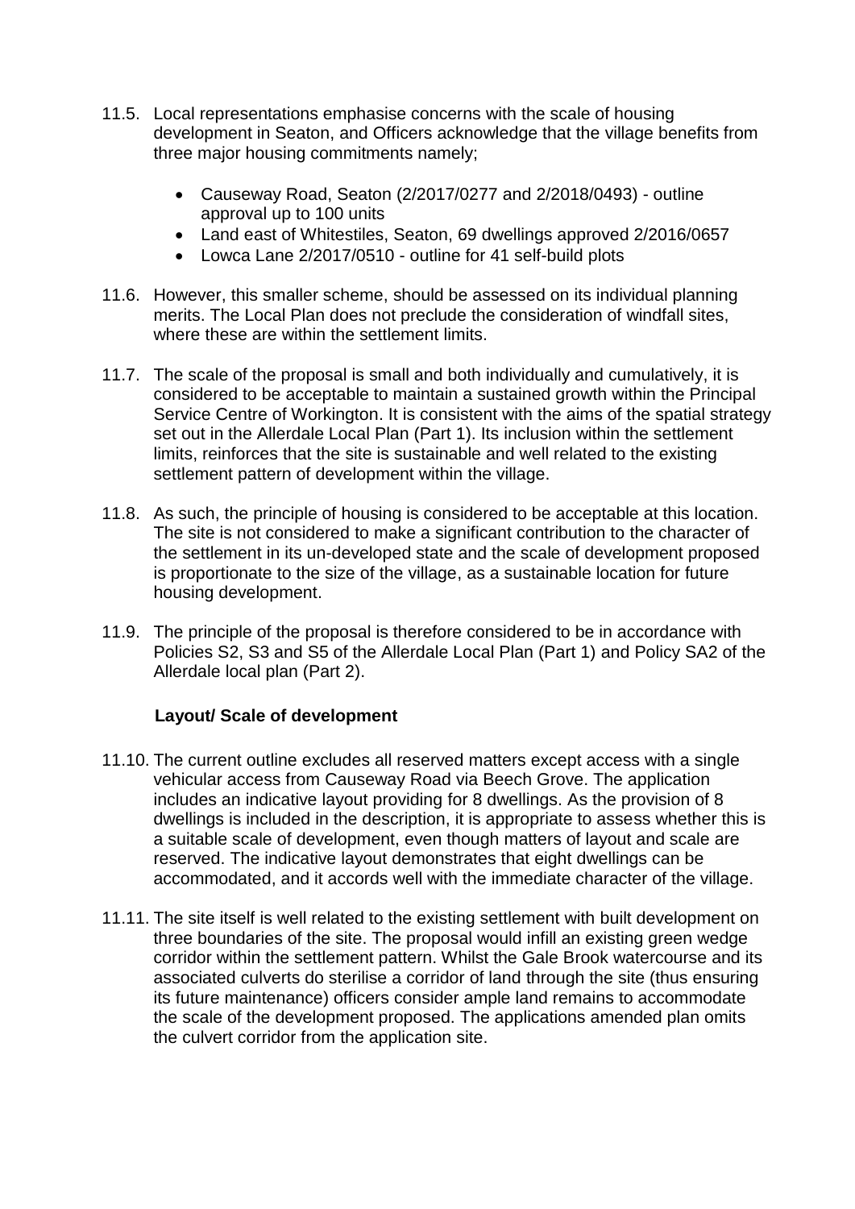11.5. Local representations emphasise concerns with the scale of housing development in Seaton, and Officers acknowledge that the village benefits from three major housing commitments namely;

- Causeway Road, Seaton (2/2017/0277 and 2/2018/0493) - outline approval up to 100 units
- Land east of Whitestiles, Seaton, 69 dwellings approved 2/2016/0657
- Lowca Lane 2/2017/0510 - outline for 41 self-build plots

11.6. However, this smaller scheme, should be assessed on its individual planning merits. The Local Plan does not preclude the consideration of windfall sites, where these are within the settlement limits.

11.7. The scale of the proposal is small and both individually and cumulatively, it is considered to be acceptable to maintain a sustained growth within the Principal Service Centre of Workington. It is consistent with the aims of the spatial strategy set out in the Allerdale Local Plan (Part 1). Its inclusion within the settlement limits, reinforces that the site is sustainable and well related to the existing settlement pattern of development within the village.

11.8. As such, the principle of housing is considered to be acceptable at this location. The site is not considered to make a significant contribution to the character of the settlement in its un-developed state and the scale of development proposed is proportionate to the size of the village, as a sustainable location for future housing development.

11.9. The principle of the proposal is therefore considered to be in accordance with Policies S2, S3 and S5 of the Allerdale Local Plan (Part 1) and Policy SA2 of the Allerdale local plan (Part 2).

**Layout/ Scale of development**

11.10. The current outline excludes all reserved matters except access with a single vehicular access from Causeway Road via Beech Grove. The application includes an indicative layout providing for 8 dwellings. As the provision of 8 dwellings is included in the description, it is appropriate to assess whether this is a suitable scale of development, even though matters of layout and scale are reserved. The indicative layout demonstrates that eight dwellings can be accommodated, and it accords well with the immediate character of the village.

11.11. The site itself is well related to the existing settlement with built development on three boundaries of the site. The proposal would infill an existing green wedge corridor within the settlement pattern. Whilst the Gale Brook watercourse and its associated culverts do sterilise a corridor of land through the site (thus ensuring its future maintenance) officers consider ample land remains to accommodate the scale of the development proposed. The applications amended plan omits the culvert corridor from the application site.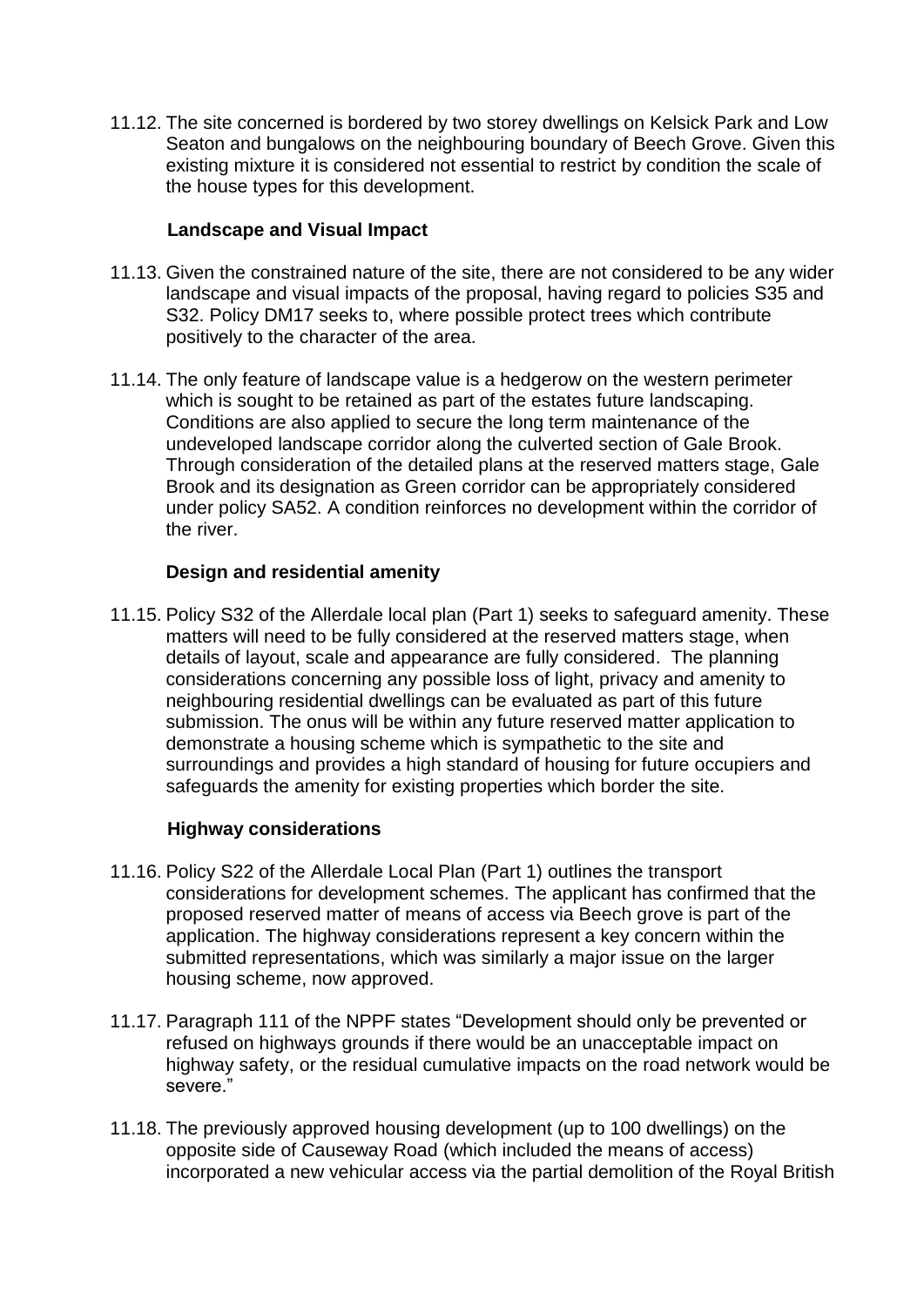11.12. The site concerned is bordered by two storey dwellings on Kelsick Park and Low Seaton and bungalows on the neighbouring boundary of Beech Grove. Given this existing mixture it is considered not essential to restrict by condition the scale of the house types for this development.

**Landscape and Visual Impact**

11.13. Given the constrained nature of the site, there are not considered to be any wider landscape and visual impacts of the proposal, having regard to policies S35 and S32. Policy DM17 seeks to, where possible protect trees which contribute positively to the character of the area.

11.14. The only feature of landscape value is a hedgerow on the western perimeter which is sought to be retained as part of the estates future landscaping. Conditions are also applied to secure the long term maintenance of the undeveloped landscape corridor along the culverted section of Gale Brook. Through consideration of the detailed plans at the reserved matters stage, Gale Brook and its designation as Green corridor can be appropriately considered under policy SA52. A condition reinforces no development within the corridor of the river.

**Design and residential amenity**

11.15. Policy S32 of the Allerdale local plan (Part 1) seeks to safeguard amenity. These matters will need to be fully considered at the reserved matters stage, when details of layout, scale and appearance are fully considered. The planning considerations concerning any possible loss of light, privacy and amenity to neighbouring residential dwellings can be evaluated as part of this future submission. The onus will be within any future reserved matter application to demonstrate a housing scheme which is sympathetic to the site and surroundings and provides a high standard of housing for future occupiers and safeguards the amenity for existing properties which border the site.

**Highway considerations**

11.16. Policy S22 of the Allerdale Local Plan (Part 1) outlines the transport considerations for development schemes. The applicant has confirmed that the proposed reserved matter of means of access via Beech grove is part of the application. The highway considerations represent a key concern within the submitted representations, which was similarly a major issue on the larger housing scheme, now approved.

11.17. Paragraph 111 of the NPPF states "Development should only be prevented or refused on highways grounds if there would be an unacceptable impact on highway safety, or the residual cumulative impacts on the road network would be severe."

11.18. The previously approved housing development (up to 100 dwellings) on the opposite side of Causeway Road (which included the means of access) incorporated a new vehicular access via the partial demolition of the Royal British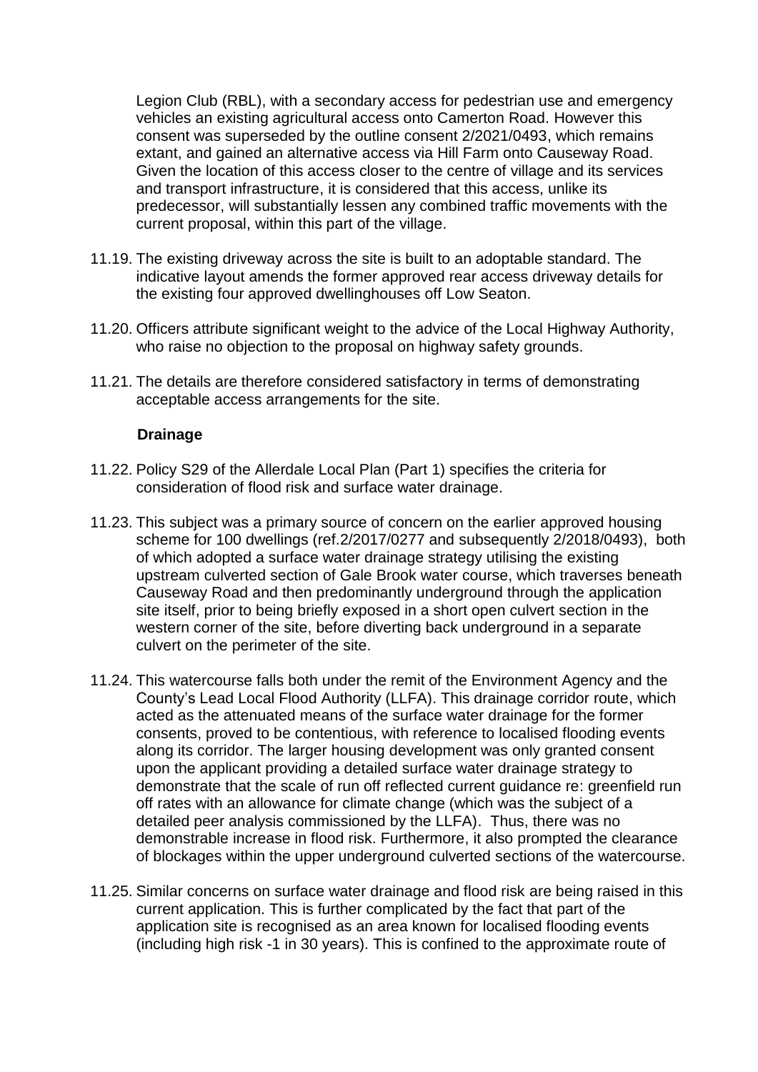Legion Club (RBL), with a secondary access for pedestrian use and emergency vehicles an existing agricultural access onto Camerton Road. However this consent was superseded by the outline consent 2/2021/0493, which remains extant, and gained an alternative access via Hill Farm onto Causeway Road. Given the location of this access closer to the centre of village and its services and transport infrastructure, it is considered that this access, unlike its predecessor, will substantially lessen any combined traffic movements with the current proposal, within this part of the village.

11.19. The existing driveway across the site is built to an adoptable standard. The indicative layout amends the former approved rear access driveway details for the existing four approved dwellinghouses off Low Seaton.

11.20. Officers attribute significant weight to the advice of the Local Highway Authority, who raise no objection to the proposal on highway safety grounds.

11.21. The details are therefore considered satisfactory in terms of demonstrating acceptable access arrangements for the site.

**Drainage**

11.22. Policy S29 of the Allerdale Local Plan (Part 1) specifies the criteria for consideration of flood risk and surface water drainage.

11.23. This subject was a primary source of concern on the earlier approved housing scheme for 100 dwellings (ref.2/2017/0277 and subsequently 2/2018/0493), both of which adopted a surface water drainage strategy utilising the existing upstream culverted section of Gale Brook water course, which traverses beneath Causeway Road and then predominantly underground through the application site itself, prior to being briefly exposed in a short open culvert section in the western corner of the site, before diverting back underground in a separate culvert on the perimeter of the site.

11.24. This watercourse falls both under the remit of the Environment Agency and the County's Lead Local Flood Authority (LLFA). This drainage corridor route, which acted as the attenuated means of the surface water drainage for the former consents, proved to be contentious, with reference to localised flooding events along its corridor. The larger housing development was only granted consent upon the applicant providing a detailed surface water drainage strategy to demonstrate that the scale of run off reflected current guidance re: greenfield run off rates with an allowance for climate change (which was the subject of a detailed peer analysis commissioned by the LLFA). Thus, there was no demonstrable increase in flood risk. Furthermore, it also prompted the clearance of blockages within the upper underground culverted sections of the watercourse.

11.25. Similar concerns on surface water drainage and flood risk are being raised in this current application. This is further complicated by the fact that part of the application site is recognised as an area known for localised flooding events (including high risk -1 in 30 years). This is confined to the approximate route of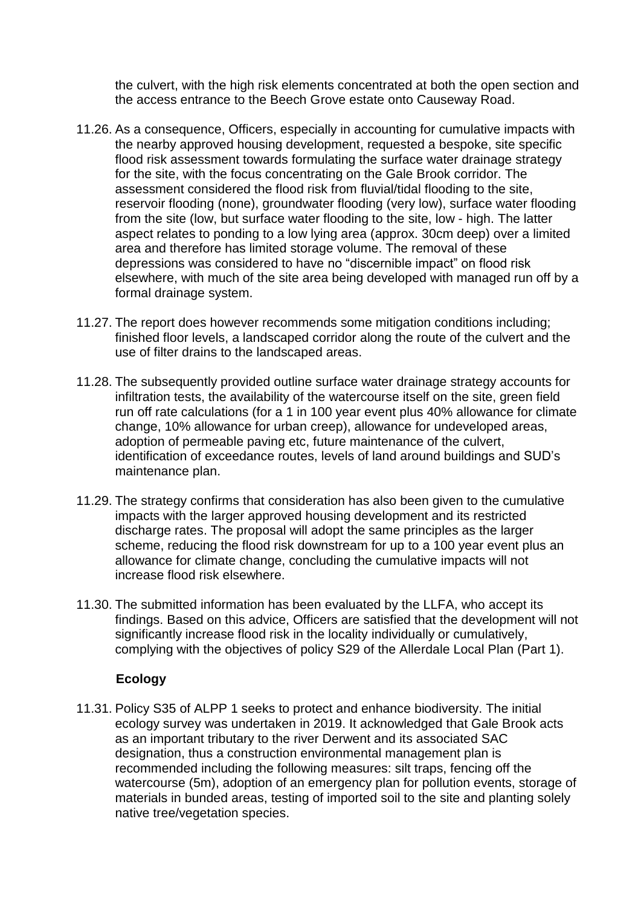the culvert, with the high risk elements concentrated at both the open section and the access entrance to the Beech Grove estate onto Causeway Road.

11.26. As a consequence, Officers, especially in accounting for cumulative impacts with the nearby approved housing development, requested a bespoke, site specific flood risk assessment towards formulating the surface water drainage strategy for the site, with the focus concentrating on the Gale Brook corridor. The assessment considered the flood risk from fluvial/tidal flooding to the site, reservoir flooding (none), groundwater flooding (very low), surface water flooding from the site (low, but surface water flooding to the site, low - high. The latter aspect relates to ponding to a low lying area (approx. 30cm deep) over a limited area and therefore has limited storage volume. The removal of these depressions was considered to have no "discernible impact" on flood risk elsewhere, with much of the site area being developed with managed run off by a formal drainage system.

11.27. The report does however recommends some mitigation conditions including; finished floor levels, a landscaped corridor along the route of the culvert and the use of filter drains to the landscaped areas.

11.28. The subsequently provided outline surface water drainage strategy accounts for infiltration tests, the availability of the watercourse itself on the site, green field run off rate calculations (for a 1 in 100 year event plus 40% allowance for climate change, 10% allowance for urban creep), allowance for undeveloped areas, adoption of permeable paving etc, future maintenance of the culvert, identification of exceedance routes, levels of land around buildings and SUD's maintenance plan.

11.29. The strategy confirms that consideration has also been given to the cumulative impacts with the larger approved housing development and its restricted discharge rates. The proposal will adopt the same principles as the larger scheme, reducing the flood risk downstream for up to a 100 year event plus an allowance for climate change, concluding the cumulative impacts will not increase flood risk elsewhere.

11.30. The submitted information has been evaluated by the LLFA, who accept its findings. Based on this advice, Officers are satisfied that the development will not significantly increase flood risk in the locality individually or cumulatively, complying with the objectives of policy S29 of the Allerdale Local Plan (Part 1).

**Ecology**

11.31. Policy S35 of ALPP 1 seeks to protect and enhance biodiversity. The initial ecology survey was undertaken in 2019. It acknowledged that Gale Brook acts as an important tributary to the river Derwent and its associated SAC designation, thus a construction environmental management plan is recommended including the following measures: silt traps, fencing off the watercourse (5m), adoption of an emergency plan for pollution events, storage of materials in bunded areas, testing of imported soil to the site and planting solely native tree/vegetation species.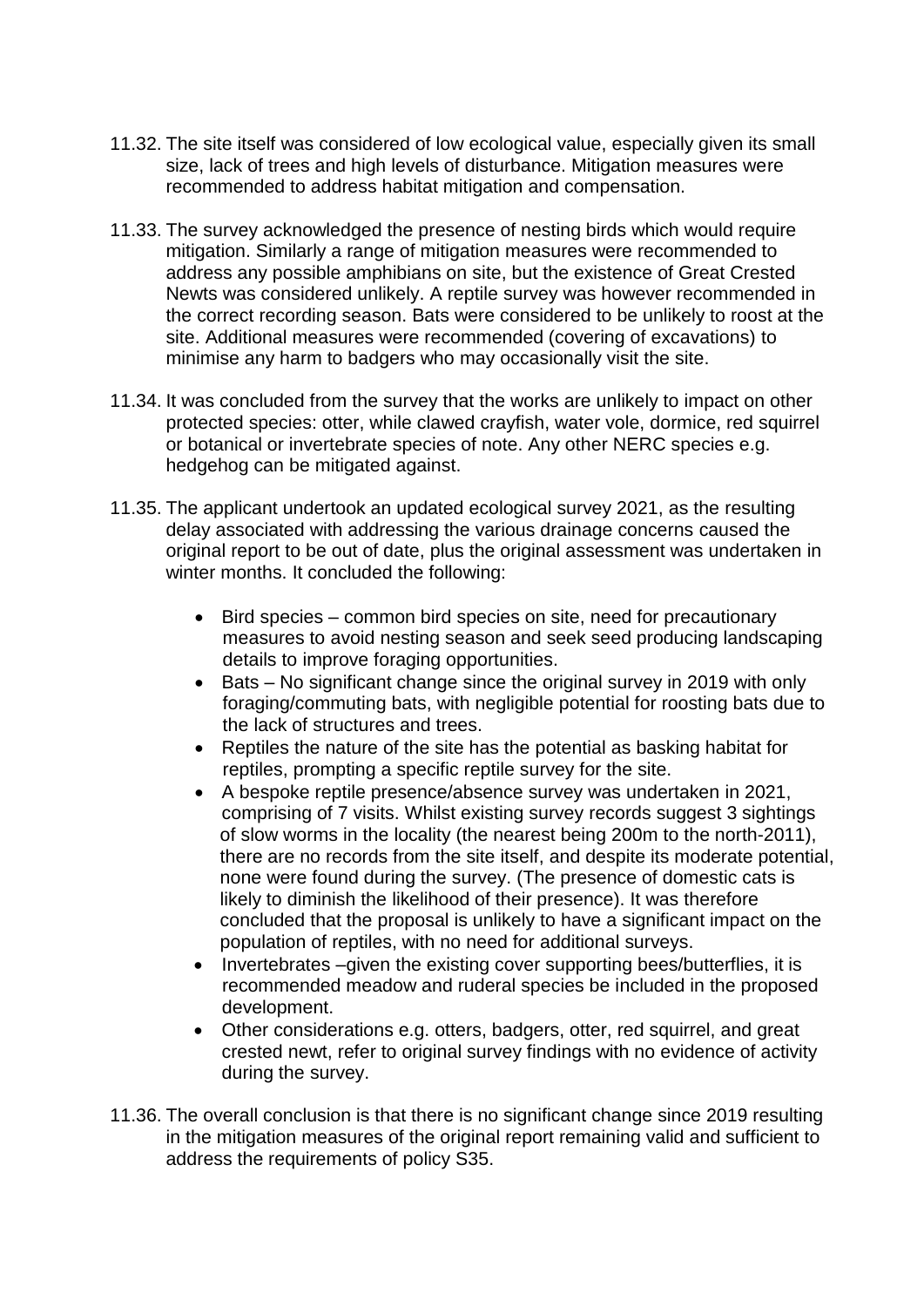11.32. The site itself was considered of low ecological value, especially given its small size, lack of trees and high levels of disturbance. Mitigation measures were recommended to address habitat mitigation and compensation.

11.33. The survey acknowledged the presence of nesting birds which would require mitigation. Similarly a range of mitigation measures were recommended to address any possible amphibians on site, but the existence of Great Crested Newts was considered unlikely. A reptile survey was however recommended in the correct recording season. Bats were considered to be unlikely to roost at the site. Additional measures were recommended (covering of excavations) to minimise any harm to badgers who may occasionally visit the site.

11.34. It was concluded from the survey that the works are unlikely to impact on other protected species: otter, while clawed crayfish, water vole, dormice, red squirrel or botanical or invertebrate species of note. Any other NERC species e.g. hedgehog can be mitigated against.

11.35. The applicant undertook an updated ecological survey 2021, as the resulting delay associated with addressing the various drainage concerns caused the original report to be out of date, plus the original assessment was undertaken in winter months. It concluded the following:

- Bird species – common bird species on site, need for precautionary measures to avoid nesting season and seek seed producing landscaping details to improve foraging opportunities.
- Bats – No significant change since the original survey in 2019 with only foraging/commuting bats, with negligible potential for roosting bats due to the lack of structures and trees.
- Reptiles the nature of the site has the potential as basking habitat for reptiles, prompting a specific reptile survey for the site.
- A bespoke reptile presence/absence survey was undertaken in 2021, comprising of 7 visits. Whilst existing survey records suggest 3 sightings of slow worms in the locality (the nearest being 200m to the north-2011), there are no records from the site itself, and despite its moderate potential, none were found during the survey. (The presence of domestic cats is likely to diminish the likelihood of their presence). It was therefore concluded that the proposal is unlikely to have a significant impact on the population of reptiles, with no need for additional surveys.
- Invertebrates –given the existing cover supporting bees/butterflies, it is recommended meadow and ruderal species be included in the proposed development.
- Other considerations e.g. otters, badgers, otter, red squirrel, and great crested newt, refer to original survey findings with no evidence of activity during the survey.

11.36. The overall conclusion is that there is no significant change since 2019 resulting in the mitigation measures of the original report remaining valid and sufficient to address the requirements of policy S35.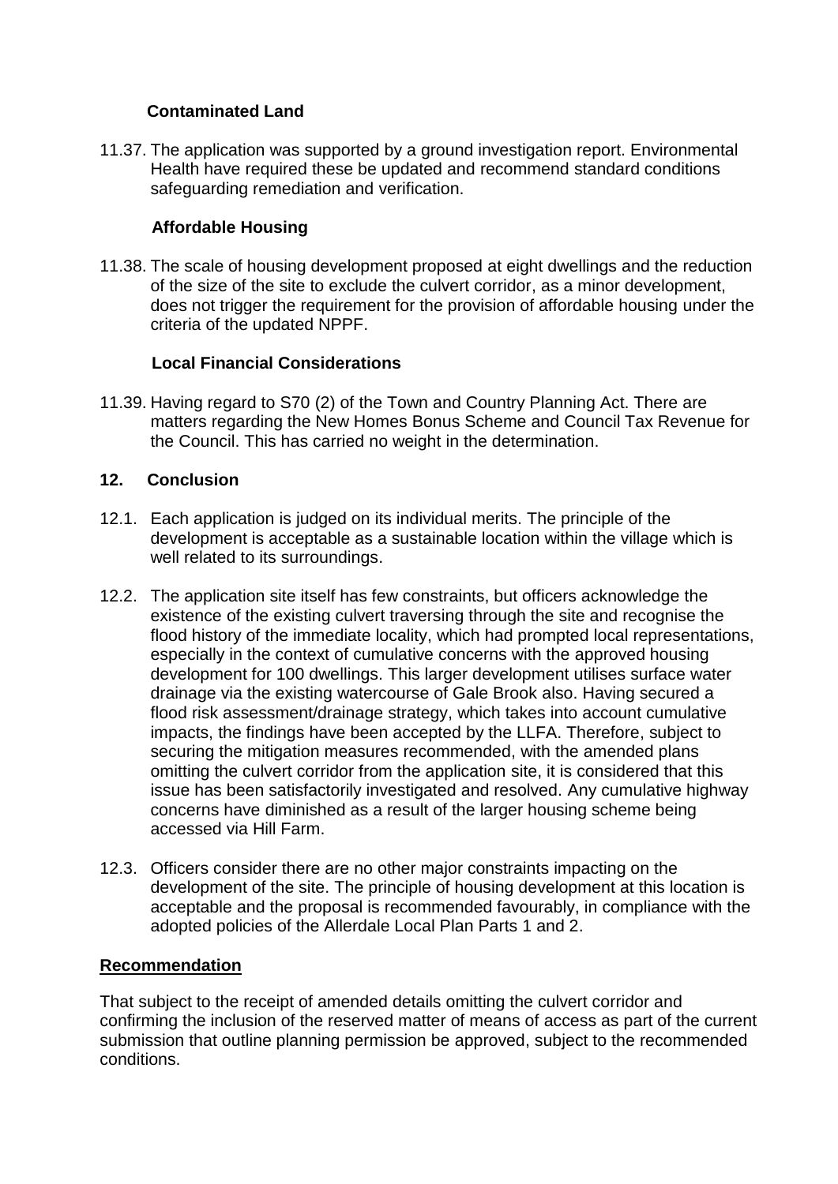### Contaminated Land

11.37. The application was supported by a ground investigation report. Environmental Health have required these be updated and recommend standard conditions safeguarding remediation and verification.

### Affordable Housing

11.38. The scale of housing development proposed at eight dwellings and the reduction of the size of the site to exclude the culvert corridor, as a minor development, does not trigger the requirement for the provision of affordable housing under the criteria of the updated NPPF.

### Local Financial Considerations

11.39. Having regard to S70 (2) of the Town and Country Planning Act. There are matters regarding the New Homes Bonus Scheme and Council Tax Revenue for the Council. This has carried no weight in the determination.

## 12. Conclusion

12.1. Each application is judged on its individual merits. The principle of the development is acceptable as a sustainable location within the village which is well related to its surroundings.

12.2. The application site itself has few constraints, but officers acknowledge the existence of the existing culvert traversing through the site and recognise the flood history of the immediate locality, which had prompted local representations, especially in the context of cumulative concerns with the approved housing development for 100 dwellings. This larger development utilises surface water drainage via the existing watercourse of Gale Brook also. Having secured a flood risk assessment/drainage strategy, which takes into account cumulative impacts, the findings have been accepted by the LLFA. Therefore, subject to securing the mitigation measures recommended, with the amended plans omitting the culvert corridor from the application site, it is considered that this issue has been satisfactorily investigated and resolved. Any cumulative highway concerns have diminished as a result of the larger housing scheme being accessed via Hill Farm.

12.3. Officers consider there are no other major constraints impacting on the development of the site. The principle of housing development at this location is acceptable and the proposal is recommended favourably, in compliance with the adopted policies of the Allerdale Local Plan Parts 1 and 2.

## Recommendation

That subject to the receipt of amended details omitting the culvert corridor and confirming the inclusion of the reserved matter of means of access as part of the current submission that outline planning permission be approved, subject to the recommended conditions.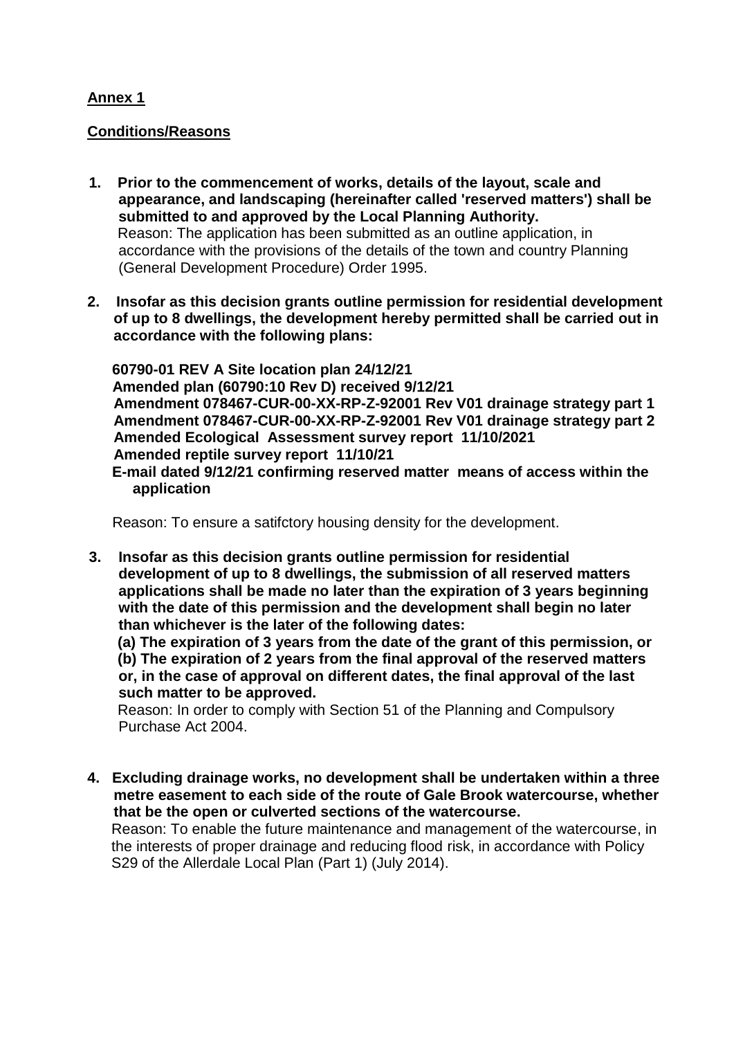**Annex 1**

**Conditions/Reasons**

1. **Prior to the commencement of works, details of the layout, scale and appearance, and landscaping (hereinafter called 'reserved matters') shall be submitted to and approved by the Local Planning Authority.**
   Reason: The application has been submitted as an outline application, in accordance with the provisions of the details of the town and country Planning (General Development Procedure) Order 1995.

2. **Insofar as this decision grants outline permission for residential development of up to 8 dwellings, the development hereby permitted shall be carried out in accordance with the following plans:**

   **60790-01 REV A Site location plan 24/12/21**
   **Amended plan (60790:10 Rev D) received 9/12/21**
   **Amendment 078467-CUR-00-XX-RP-Z-92001 Rev V01 drainage strategy part 1**
   **Amendment 078467-CUR-00-XX-RP-Z-92001 Rev V01 drainage strategy part 2**
   **Amended Ecological Assessment survey report 11/10/2021**
   **Amended reptile survey report 11/10/21**
   **E-mail dated 9/12/21 confirming reserved matter means of access within the application**

   Reason: To ensure a satifctory housing density for the development.

3. **Insofar as this decision grants outline permission for residential development of up to 8 dwellings, the submission of all reserved matters applications shall be made no later than the expiration of 3 years beginning with the date of this permission and the development shall begin no later than whichever is the later of the following dates:**
   **(a) The expiration of 3 years from the date of the grant of this permission, or**
   **(b) The expiration of 2 years from the final approval of the reserved matters or, in the case of approval on different dates, the final approval of the last such matter to be approved.**
   Reason: In order to comply with Section 51 of the Planning and Compulsory Purchase Act 2004.

4. **Excluding drainage works, no development shall be undertaken within a three metre easement to each side of the route of Gale Brook watercourse, whether that be the open or culverted sections of the watercourse.**
   Reason: To enable the future maintenance and management of the watercourse, in the interests of proper drainage and reducing flood risk, in accordance with Policy S29 of the Allerdale Local Plan (Part 1) (July 2014).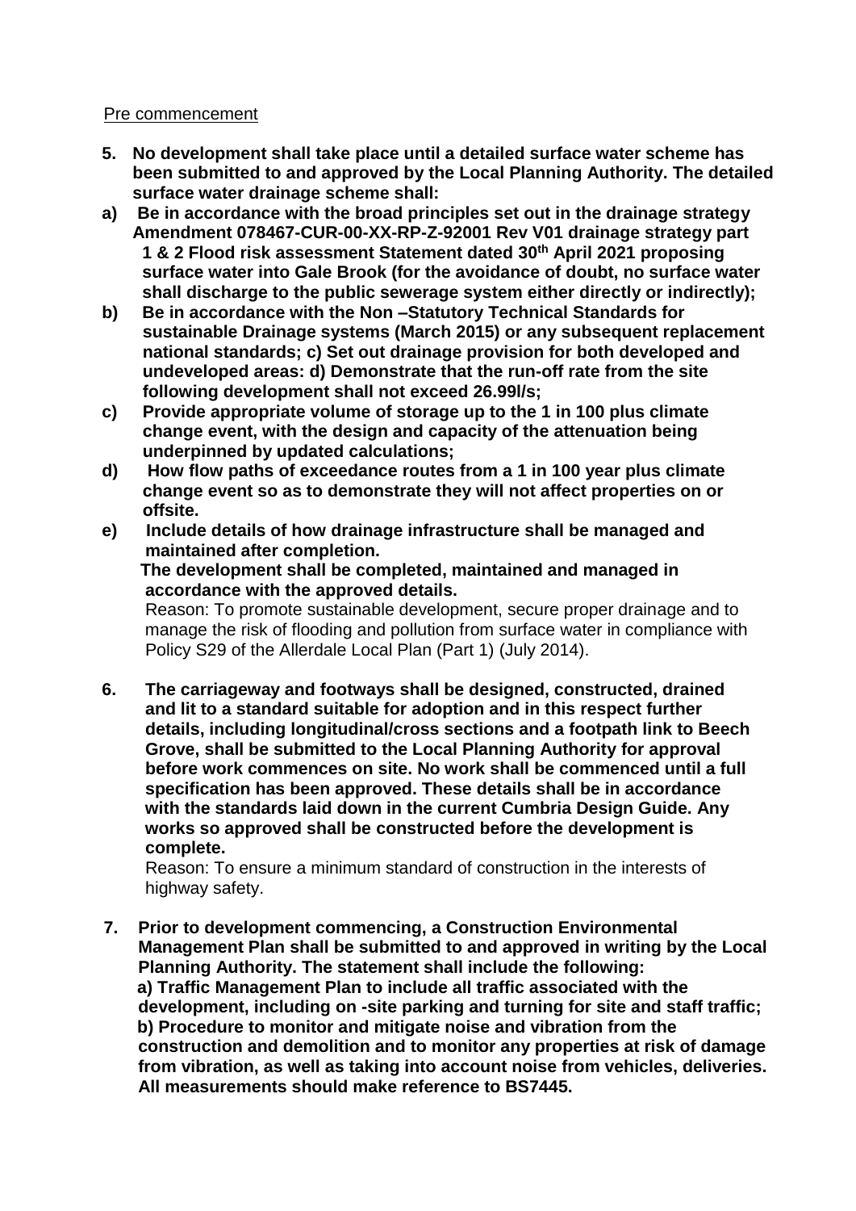Pre commencement

5. **No development shall take place until a detailed surface water scheme has been submitted to and approved by the Local Planning Authority. The detailed surface water drainage scheme shall:**

a) **Be in accordance with the broad principles set out in the drainage strategy Amendment 078467-CUR-00-XX-RP-Z-92001 Rev V01 drainage strategy part 1 & 2 Flood risk assessment Statement dated 30th April 2021 proposing surface water into Gale Brook (for the avoidance of doubt, no surface water shall discharge to the public sewerage system either directly or indirectly);**

b) **Be in accordance with the Non –Statutory Technical Standards for sustainable Drainage systems (March 2015) or any subsequent replacement national standards; c) Set out drainage provision for both developed and undeveloped areas: d) Demonstrate that the run-off rate from the site following development shall not exceed 26.99l/s;**

c) **Provide appropriate volume of storage up to the 1 in 100 plus climate change event, with the design and capacity of the attenuation being underpinned by updated calculations;**

d) **How flow paths of exceedance routes from a 1 in 100 year plus climate change event so as to demonstrate they will not affect properties on or offsite.**

e) **Include details of how drainage infrastructure shall be managed and maintained after completion.**

**The development shall be completed, maintained and managed in accordance with the approved details.**

Reason: To promote sustainable development, secure proper drainage and to manage the risk of flooding and pollution from surface water in compliance with Policy S29 of the Allerdale Local Plan (Part 1) (July 2014).

6. **The carriageway and footways shall be designed, constructed, drained and lit to a standard suitable for adoption and in this respect further details, including longitudinal/cross sections and a footpath link to Beech Grove, shall be submitted to the Local Planning Authority for approval before work commences on site. No work shall be commenced until a full specification has been approved. These details shall be in accordance with the standards laid down in the current Cumbria Design Guide. Any works so approved shall be constructed before the development is complete.**

Reason: To ensure a minimum standard of construction in the interests of highway safety.

7. **Prior to development commencing, a Construction Environmental Management Plan shall be submitted to and approved in writing by the Local Planning Authority. The statement shall include the following:**
**a) Traffic Management Plan to include all traffic associated with the development, including on -site parking and turning for site and staff traffic;**
**b) Procedure to monitor and mitigate noise and vibration from the construction and demolition and to monitor any properties at risk of damage from vibration, as well as taking into account noise from vehicles, deliveries. All measurements should make reference to BS7445.**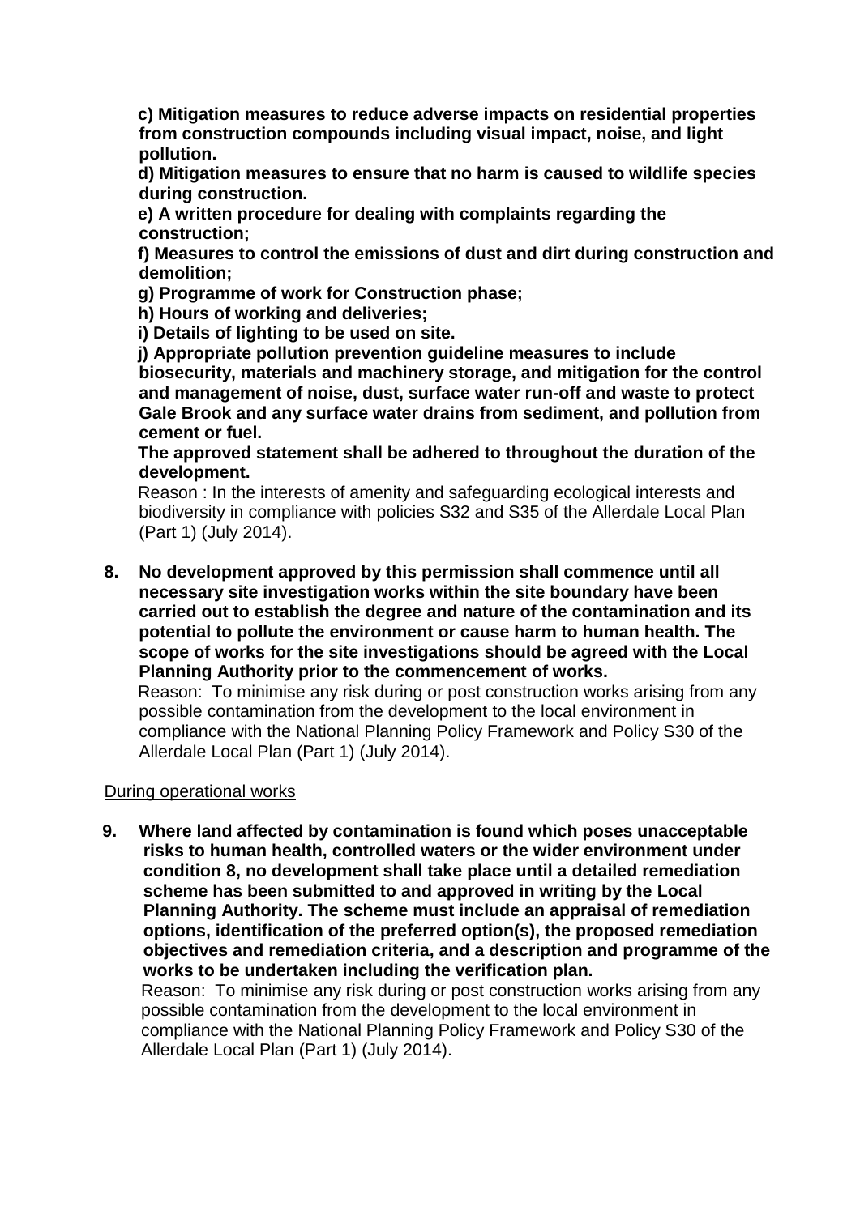**c) Mitigation measures to reduce adverse impacts on residential properties from construction compounds including visual impact, noise, and light pollution.**

**d) Mitigation measures to ensure that no harm is caused to wildlife species during construction.**

**e) A written procedure for dealing with complaints regarding the construction;**

**f) Measures to control the emissions of dust and dirt during construction and demolition;**

**g) Programme of work for Construction phase;**

**h) Hours of working and deliveries;**

**i) Details of lighting to be used on site.**

**j) Appropriate pollution prevention guideline measures to include biosecurity, materials and machinery storage, and mitigation for the control and management of noise, dust, surface water run-off and waste to protect Gale Brook and any surface water drains from sediment, and pollution from cement or fuel.**

**The approved statement shall be adhered to throughout the duration of the development.**

Reason : In the interests of amenity and safeguarding ecological interests and biodiversity in compliance with policies S32 and S35 of the Allerdale Local Plan (Part 1) (July 2014).

8. **No development approved by this permission shall commence until all necessary site investigation works within the site boundary have been carried out to establish the degree and nature of the contamination and its potential to pollute the environment or cause harm to human health. The scope of works for the site investigations should be agreed with the Local Planning Authority prior to the commencement of works.**

   Reason: To minimise any risk during or post construction works arising from any possible contamination from the development to the local environment in compliance with the National Planning Policy Framework and Policy S30 of the Allerdale Local Plan (Part 1) (July 2014).

<u>During operational works</u>

9. **Where land affected by contamination is found which poses unacceptable risks to human health, controlled waters or the wider environment under condition 8, no development shall take place until a detailed remediation scheme has been submitted to and approved in writing by the Local Planning Authority. The scheme must include an appraisal of remediation options, identification of the preferred option(s), the proposed remediation objectives and remediation criteria, and a description and programme of the works to be undertaken including the verification plan.**

   Reason: To minimise any risk during or post construction works arising from any possible contamination from the development to the local environment in compliance with the National Planning Policy Framework and Policy S30 of the Allerdale Local Plan (Part 1) (July 2014).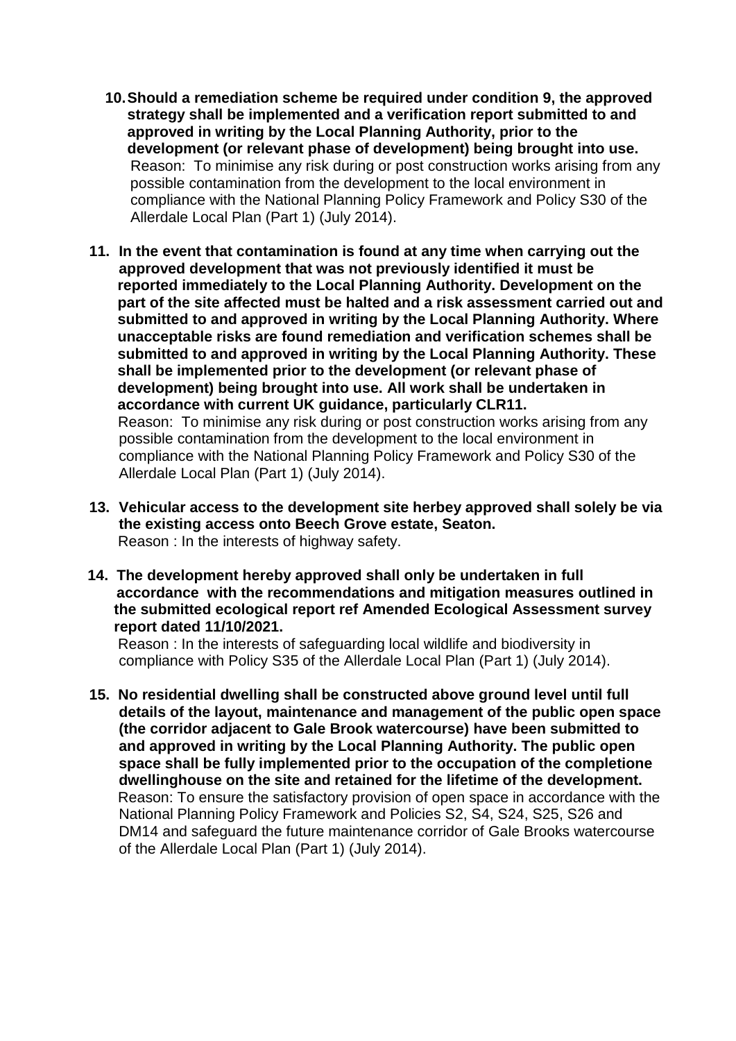10. **Should a remediation scheme be required under condition 9, the approved strategy shall be implemented and a verification report submitted to and approved in writing by the Local Planning Authority, prior to the development (or relevant phase of development) being brought into use.**
    Reason: To minimise any risk during or post construction works arising from any possible contamination from the development to the local environment in compliance with the National Planning Policy Framework and Policy S30 of the Allerdale Local Plan (Part 1) (July 2014).

11. **In the event that contamination is found at any time when carrying out the approved development that was not previously identified it must be reported immediately to the Local Planning Authority. Development on the part of the site affected must be halted and a risk assessment carried out and submitted to and approved in writing by the Local Planning Authority. Where unacceptable risks are found remediation and verification schemes shall be submitted to and approved in writing by the Local Planning Authority. These shall be implemented prior to the development (or relevant phase of development) being brought into use. All work shall be undertaken in accordance with current UK guidance, particularly CLR11.**
    Reason: To minimise any risk during or post construction works arising from any possible contamination from the development to the local environment in compliance with the National Planning Policy Framework and Policy S30 of the Allerdale Local Plan (Part 1) (July 2014).

13. **Vehicular access to the development site herbey approved shall solely be via the existing access onto Beech Grove estate, Seaton.**
    Reason : In the interests of highway safety.

14. **The development hereby approved shall only be undertaken in full accordance with the recommendations and mitigation measures outlined in the submitted ecological report ref Amended Ecological Assessment survey report dated 11/10/2021.**
    Reason : In the interests of safeguarding local wildlife and biodiversity in compliance with Policy S35 of the Allerdale Local Plan (Part 1) (July 2014).

15. **No residential dwelling shall be constructed above ground level until full details of the layout, maintenance and management of the public open space (the corridor adjacent to Gale Brook watercourse) have been submitted to and approved in writing by the Local Planning Authority. The public open space shall be fully implemented prior to the occupation of the completione dwellinghouse on the site and retained for the lifetime of the development.**
    Reason: To ensure the satisfactory provision of open space in accordance with the National Planning Policy Framework and Policies S2, S4, S24, S25, S26 and DM14 and safeguard the future maintenance corridor of Gale Brooks watercourse of the Allerdale Local Plan (Part 1) (July 2014).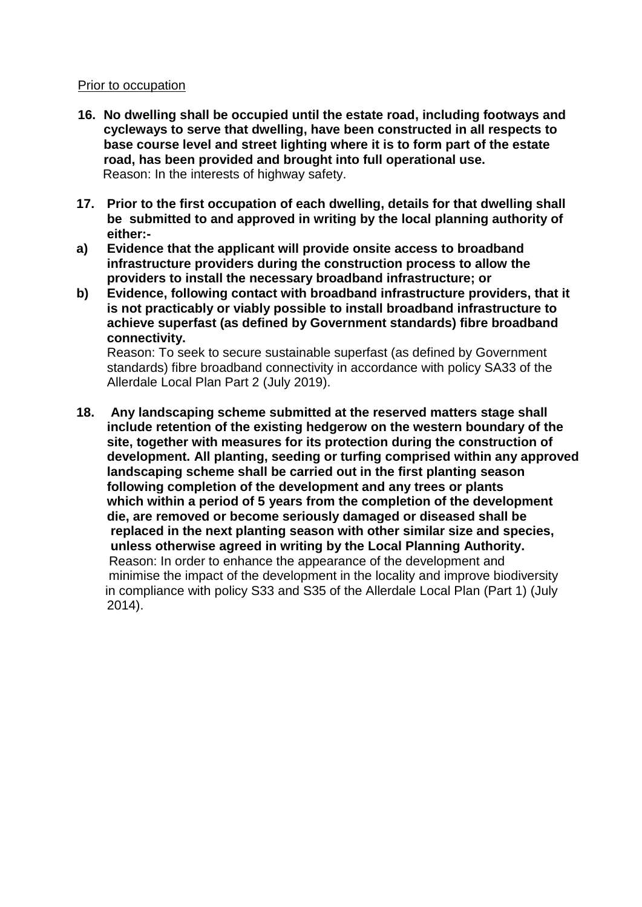Prior to occupation

**16. No dwelling shall be occupied until the estate road, including footways and cycleways to serve that dwelling, have been constructed in all respects to base course level and street lighting where it is to form part of the estate road, has been provided and brought into full operational use.**
Reason: In the interests of highway safety.

**17. Prior to the first occupation of each dwelling, details for that dwelling shall be submitted to and approved in writing by the local planning authority of either:-**

**a) Evidence that the applicant will provide onsite access to broadband infrastructure providers during the construction process to allow the providers to install the necessary broadband infrastructure; or**

**b) Evidence, following contact with broadband infrastructure providers, that it is not practicably or viably possible to install broadband infrastructure to achieve superfast (as defined by Government standards) fibre broadband connectivity.**
Reason: To seek to secure sustainable superfast (as defined by Government standards) fibre broadband connectivity in accordance with policy SA33 of the Allerdale Local Plan Part 2 (July 2019).

**18. Any landscaping scheme submitted at the reserved matters stage shall include retention of the existing hedgerow on the western boundary of the site, together with measures for its protection during the construction of development. All planting, seeding or turfing comprised within any approved landscaping scheme shall be carried out in the first planting season following completion of the development and any trees or plants which within a period of 5 years from the completion of the development die, are removed or become seriously damaged or diseased shall be replaced in the next planting season with other similar size and species, unless otherwise agreed in writing by the Local Planning Authority.**
Reason: In order to enhance the appearance of the development and minimise the impact of the development in the locality and improve biodiversity in compliance with policy S33 and S35 of the Allerdale Local Plan (Part 1) (July 2014).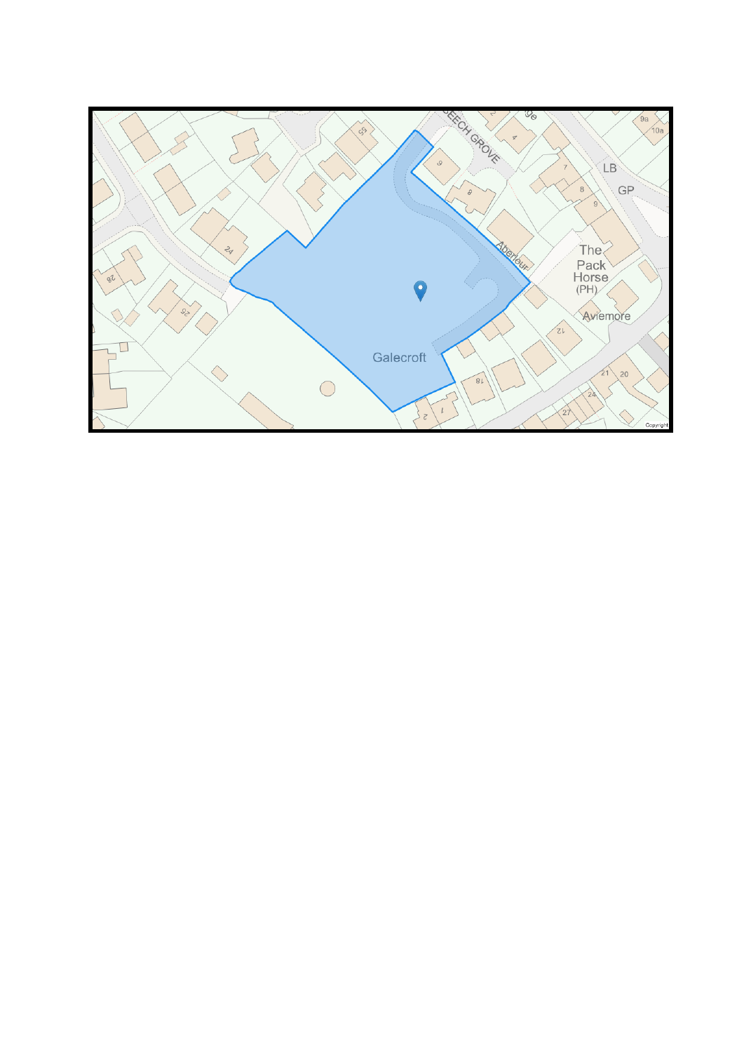BEECH GROVE

LB

GP

The Pack Horse (PH)

Aberleur

Aviemore

Galecroft

Copyright